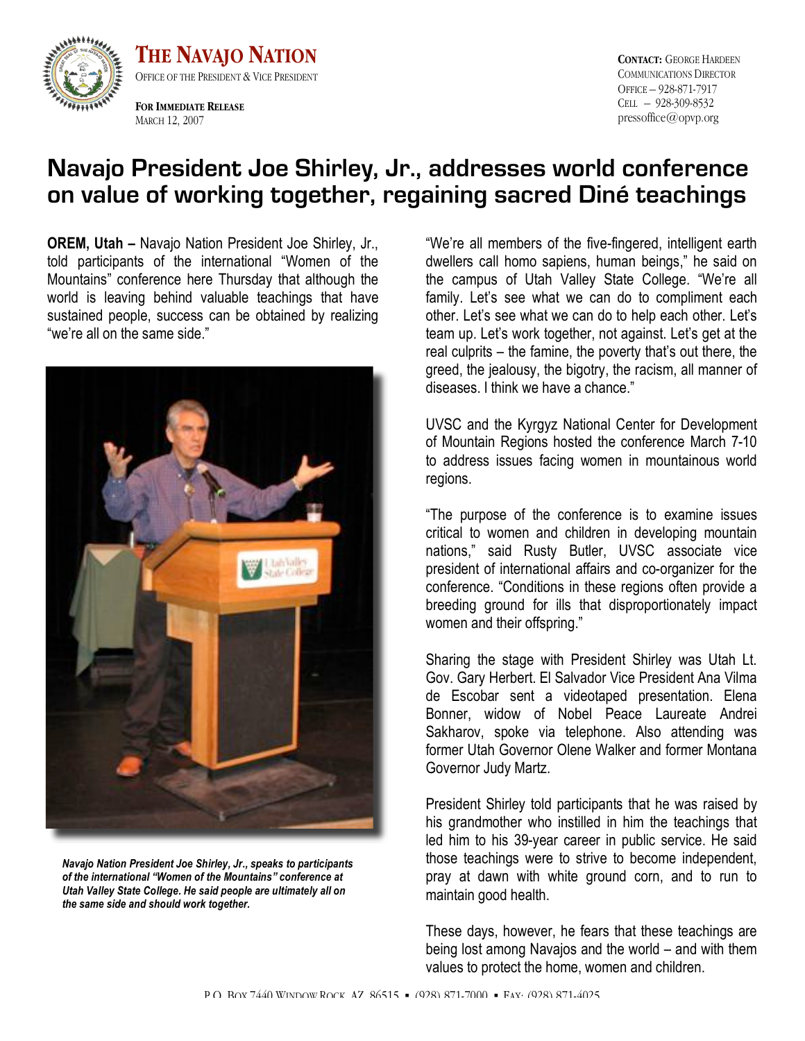**THE NAVAJO NATION**
OFFICE OF THE PRESIDENT & VICE PRESIDENT

**FOR IMMEDIATE RELEASE**
MARCH 12, 2007

**CONTACT:** GEORGE HARDEEN
COMMUNICATIONS DIRECTOR
OFFICE – 928-871-7917
CELL – 928-309-8532
pressoffice@opvp.org

# Navajo President Joe Shirley, Jr., addresses world conference on value of working together, regaining sacred Diné teachings

**OREM, Utah –** Navajo Nation President Joe Shirley, Jr., told participants of the international "Women of the Mountains" conference here Thursday that although the world is leaving behind valuable teachings that have sustained people, success can be obtained by realizing "we're all on the same side."

*Navajo Nation President Joe Shirley, Jr., speaks to participants of the international "Women of the Mountains" conference at Utah Valley State College. He said people are ultimately all on the same side and should work together.*

"We're all members of the five-fingered, intelligent earth dwellers call homo sapiens, human beings," he said on the campus of Utah Valley State College. "We're all family. Let's see what we can do to compliment each other. Let's see what we can do to help each other. Let's team up. Let's work together, not against. Let's get at the real culprits – the famine, the poverty that's out there, the greed, the jealousy, the bigotry, the racism, all manner of diseases. I think we have a chance."

UVSC and the Kyrgyz National Center for Development of Mountain Regions hosted the conference March 7-10 to address issues facing women in mountainous world regions.

"The purpose of the conference is to examine issues critical to women and children in developing mountain nations," said Rusty Butler, UVSC associate vice president of international affairs and co-organizer for the conference. "Conditions in these regions often provide a breeding ground for ills that disproportionately impact women and their offspring."

Sharing the stage with President Shirley was Utah Lt. Gov. Gary Herbert. El Salvador Vice President Ana Vilma de Escobar sent a videotaped presentation. Elena Bonner, widow of Nobel Peace Laureate Andrei Sakharov, spoke via telephone. Also attending was former Utah Governor Olene Walker and former Montana Governor Judy Martz.

President Shirley told participants that he was raised by his grandmother who instilled in him the teachings that led him to his 39-year career in public service. He said those teachings were to strive to become independent, pray at dawn with white ground corn, and to run to maintain good health.

These days, however, he fears that these teachings are being lost among Navajos and the world – and with them values to protect the home, women and children.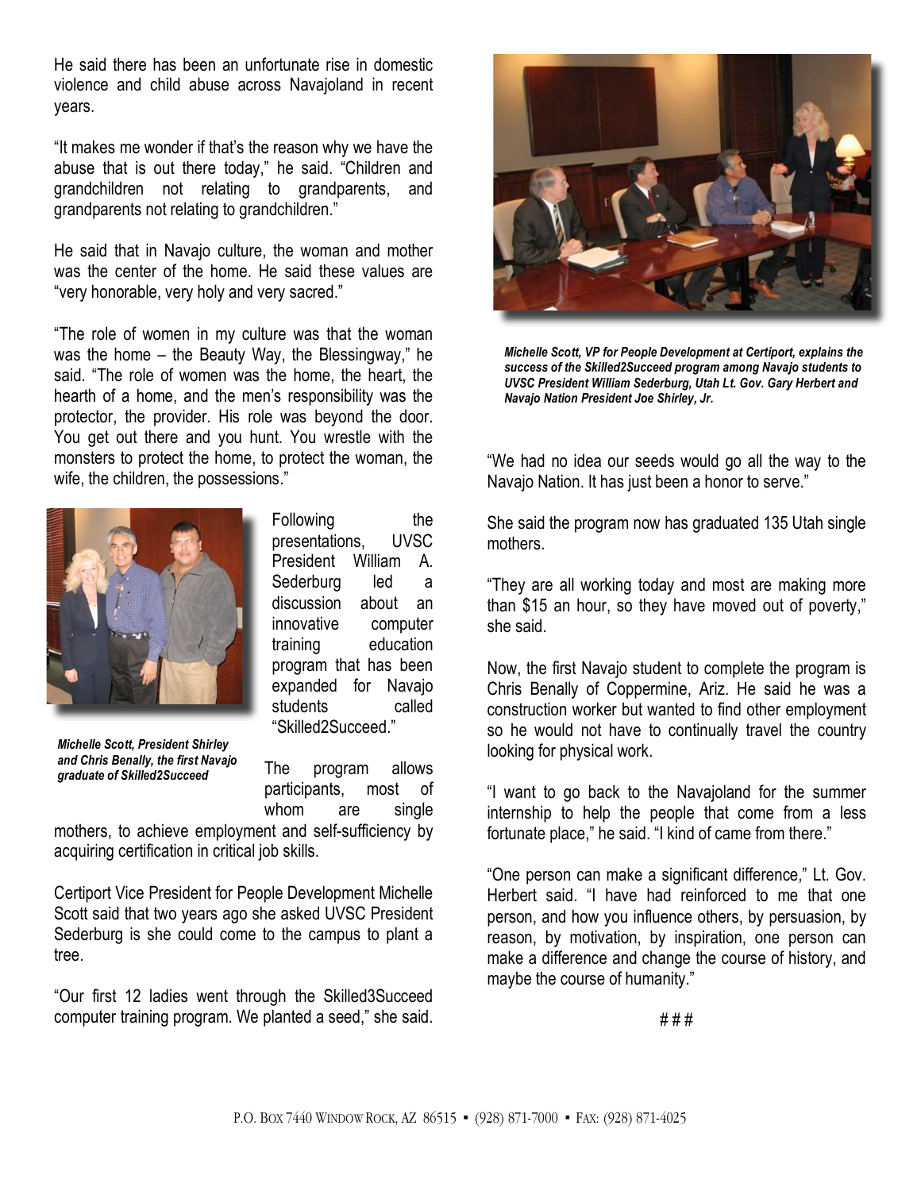He said there has been an unfortunate rise in domestic violence and child abuse across Navajoland in recent years.

"It makes me wonder if that's the reason why we have the abuse that is out there today," he said. "Children and grandchildren not relating to grandparents, and grandparents not relating to grandchildren."

He said that in Navajo culture, the woman and mother was the center of the home. He said these values are "very honorable, very holy and very sacred."

"The role of women in my culture was that the woman was the home – the Beauty Way, the Blessingway," he said. "The role of women was the home, the heart, the hearth of a home, and the men's responsibility was the protector, the provider. His role was beyond the door. You get out there and you hunt. You wrestle with the monsters to protect the home, to protect the woman, the wife, the children, the possessions."

*Michelle Scott, President Shirley and Chris Benally, the first Navajo graduate of Skilled2Succeed*

Following the presentations, UVSC President William A. Sederburg led a discussion about an innovative computer training education program that has been expanded for Navajo students called "Skilled2Succeed."

The program allows participants, most of whom are single mothers, to achieve employment and self-sufficiency by acquiring certification in critical job skills.

Certiport Vice President for People Development Michelle Scott said that two years ago she asked UVSC President Sederburg is she could come to the campus to plant a tree.

"Our first 12 ladies went through the Skilled3Succeed computer training program. We planted a seed," she said.

*Michelle Scott, VP for People Development at Certiport, explains the success of the Skilled2Succeed program among Navajo students to UVSC President William Sederburg, Utah Lt. Gov. Gary Herbert and Navajo Nation President Joe Shirley, Jr.*

"We had no idea our seeds would go all the way to the Navajo Nation. It has just been a honor to serve."

She said the program now has graduated 135 Utah single mothers.

"They are all working today and most are making more than $15 an hour, so they have moved out of poverty," she said.

Now, the first Navajo student to complete the program is Chris Benally of Coppermine, Ariz. He said he was a construction worker but wanted to find other employment so he would not have to continually travel the country looking for physical work.

"I want to go back to the Navajoland for the summer internship to help the people that come from a less fortunate place," he said. "I kind of came from there."

"One person can make a significant difference," Lt. Gov. Herbert said. "I have had reinforced to me that one person, and how you influence others, by persuasion, by reason, by motivation, by inspiration, one person can make a difference and change the course of history, and maybe the course of humanity."

# # #

P.O. Box 7440 Window Rock, AZ 86515 ▪ (928) 871-7000 ▪ Fax: (928) 871-4025